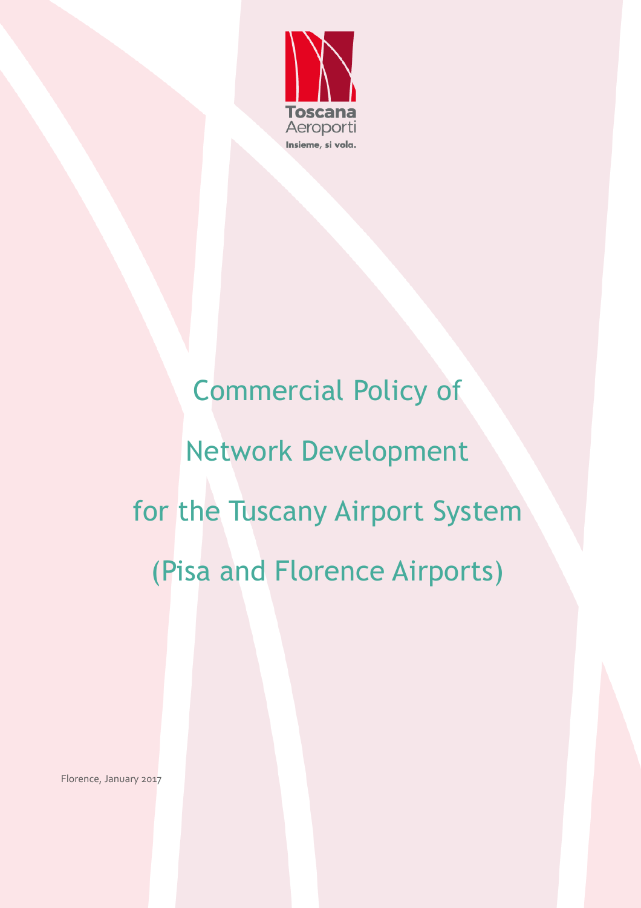Toscana Aeroporti

Insieme, si vola.

# Commercial Policy of Network Development for the Tuscany Airport System (Pisa and Florence Airports)

Florence, January 2017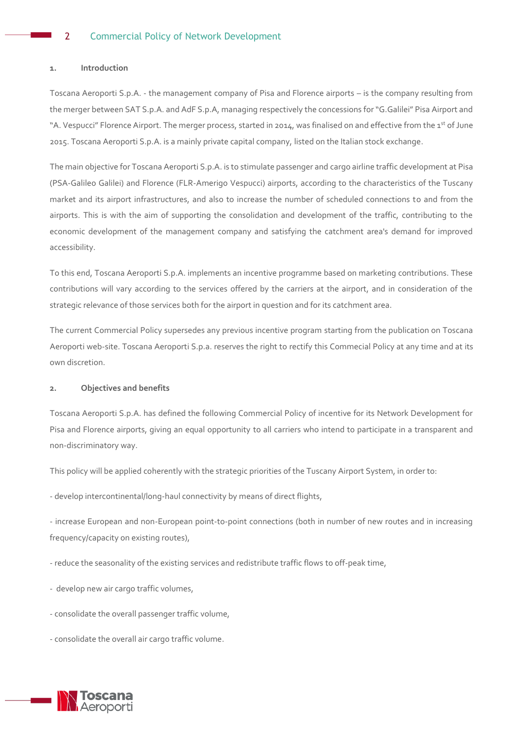## 1. Introduction

Toscana Aeroporti S.p.A. - the management company of Pisa and Florence airports – is the company resulting from the merger between SAT S.p.A. and AdF S.p.A, managing respectively the concessions for "G.Galilei" Pisa Airport and "A. Vespucci" Florence Airport. The merger process, started in 2014, was finalised on and effective from the 1st of June 2015. Toscana Aeroporti S.p.A. is a mainly private capital company, listed on the Italian stock exchange.

The main objective for Toscana Aeroporti S.p.A. is to stimulate passenger and cargo airline traffic development at Pisa (PSA-Galileo Galilei) and Florence (FLR-Amerigo Vespucci) airports, according to the characteristics of the Tuscany market and its airport infrastructures, and also to increase the number of scheduled connections to and from the airports. This is with the aim of supporting the consolidation and development of the traffic, contributing to the economic development of the management company and satisfying the catchment area's demand for improved accessibility.

To this end, Toscana Aeroporti S.p.A. implements an incentive programme based on marketing contributions. These contributions will vary according to the services offered by the carriers at the airport, and in consideration of the strategic relevance of those services both for the airport in question and for its catchment area.

The current Commercial Policy supersedes any previous incentive program starting from the publication on Toscana Aeroporti web-site. Toscana Aeroporti S.p.a. reserves the right to rectify this Commecial Policy at any time and at its own discretion.

## 2. Objectives and benefits

Toscana Aeroporti S.p.A. has defined the following Commercial Policy of incentive for its Network Development for Pisa and Florence airports, giving an equal opportunity to all carriers who intend to participate in a transparent and non-discriminatory way.

This policy will be applied coherently with the strategic priorities of the Tuscany Airport System, in order to:

- develop intercontinental/long-haul connectivity by means of direct flights,
- increase European and non-European point-to-point connections (both in number of new routes and in increasing frequency/capacity on existing routes),
- reduce the seasonality of the existing services and redistribute traffic flows to off-peak time,
- develop new air cargo traffic volumes,
- consolidate the overall passenger traffic volume,
- consolidate the overall air cargo traffic volume.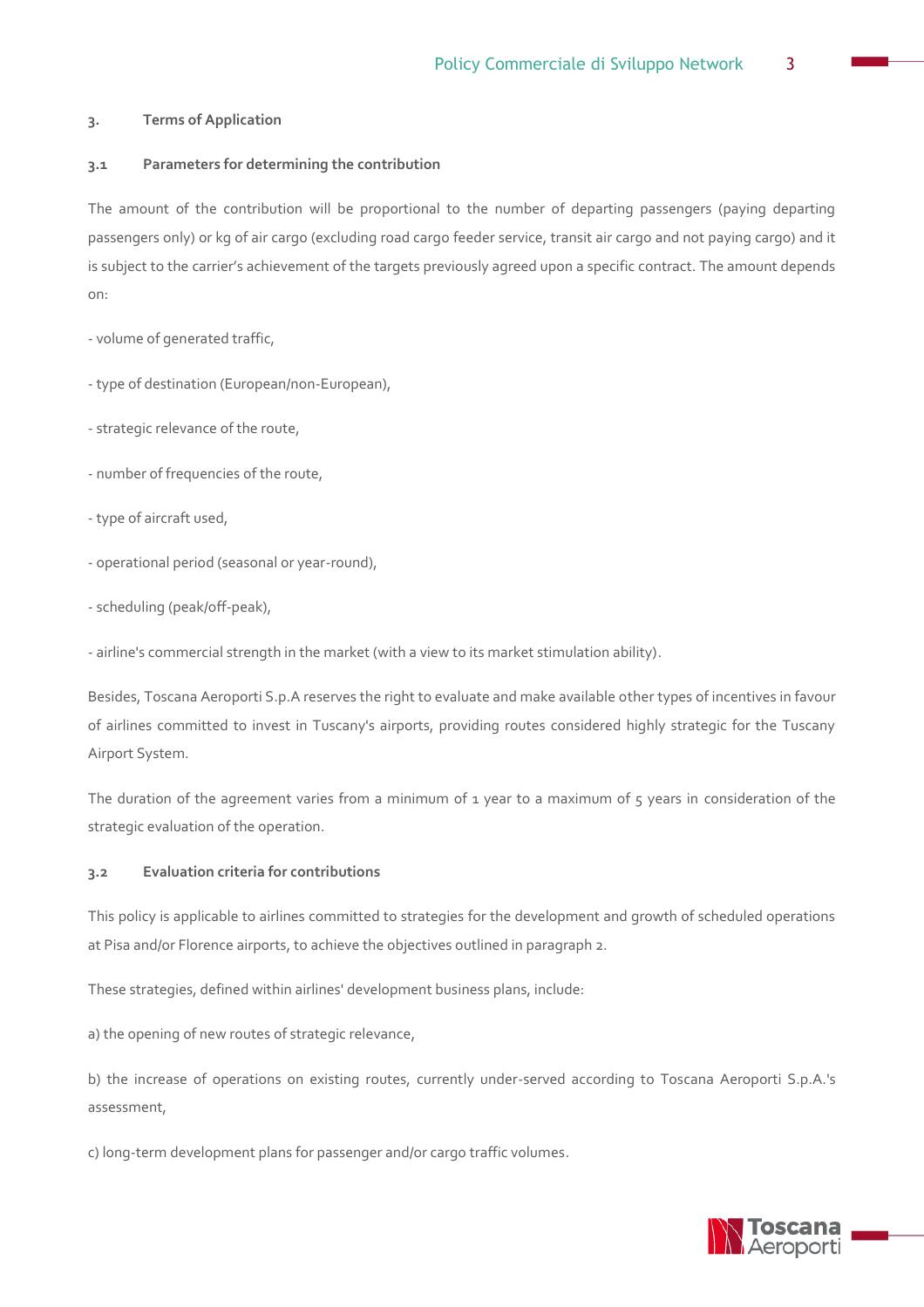## 3. Terms of Application

### 3.1 Parameters for determining the contribution

The amount of the contribution will be proportional to the number of departing passengers (paying departing passengers only) or kg of air cargo (excluding road cargo feeder service, transit air cargo and not paying cargo) and it is subject to the carrier's achievement of the targets previously agreed upon a specific contract. The amount depends on:

- volume of generated traffic,

- type of destination (European/non-European),

- strategic relevance of the route,

- number of frequencies of the route,

- type of aircraft used,

- operational period (seasonal or year-round),

- scheduling (peak/off-peak),

- airline's commercial strength in the market (with a view to its market stimulation ability).

Besides, Toscana Aeroporti S.p.A reserves the right to evaluate and make available other types of incentives in favour of airlines committed to invest in Tuscany's airports, providing routes considered highly strategic for the Tuscany Airport System.

The duration of the agreement varies from a minimum of 1 year to a maximum of 5 years in consideration of the strategic evaluation of the operation.

### 3.2 Evaluation criteria for contributions

This policy is applicable to airlines committed to strategies for the development and growth of scheduled operations at Pisa and/or Florence airports, to achieve the objectives outlined in paragraph 2.

These strategies, defined within airlines' development business plans, include:

a) the opening of new routes of strategic relevance,

b) the increase of operations on existing routes, currently under-served according to Toscana Aeroporti S.p.A.'s assessment,

c) long-term development plans for passenger and/or cargo traffic volumes.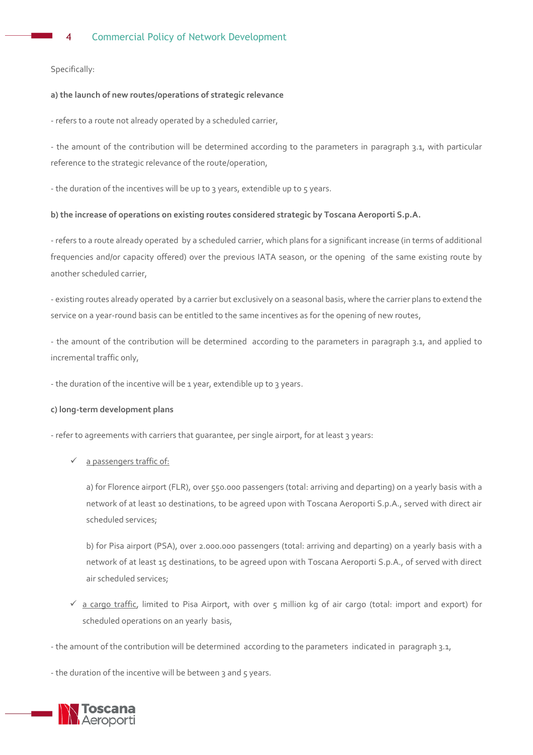Specifically:

**a) the launch of new routes/operations of strategic relevance**

- refers to a route not already operated by a scheduled carrier,

- the amount of the contribution will be determined according to the parameters in paragraph 3.1, with particular reference to the strategic relevance of the route/operation,

- the duration of the incentives will be up to 3 years, extendible up to 5 years.

**b) the increase of operations on existing routes considered strategic by Toscana Aeroporti S.p.A.**

- refers to a route already operated by a scheduled carrier, which plans for a significant increase (in terms of additional frequencies and/or capacity offered) over the previous IATA season, or the opening of the same existing route by another scheduled carrier,

- existing routes already operated by a carrier but exclusively on a seasonal basis, where the carrier plans to extend the service on a year-round basis can be entitled to the same incentives as for the opening of new routes,

- the amount of the contribution will be determined according to the parameters in paragraph 3.1, and applied to incremental traffic only,

- the duration of the incentive will be 1 year, extendible up to 3 years.

**c) long-term development plans**

- refer to agreements with carriers that guarantee, per single airport, for at least 3 years:

- ✓ a passengers traffic of:

  a) for Florence airport (FLR), over 550.000 passengers (total: arriving and departing) on a yearly basis with a network of at least 10 destinations, to be agreed upon with Toscana Aeroporti S.p.A., served with direct air scheduled services;

  b) for Pisa airport (PSA), over 2.000.000 passengers (total: arriving and departing) on a yearly basis with a network of at least 15 destinations, to be agreed upon with Toscana Aeroporti S.p.A., of served with direct air scheduled services;

- ✓ a cargo traffic, limited to Pisa Airport, with over 5 million kg of air cargo (total: import and export) for scheduled operations on an yearly basis,

- the amount of the contribution will be determined according to the parameters indicated in paragraph 3.1,

- the duration of the incentive will be between 3 and 5 years.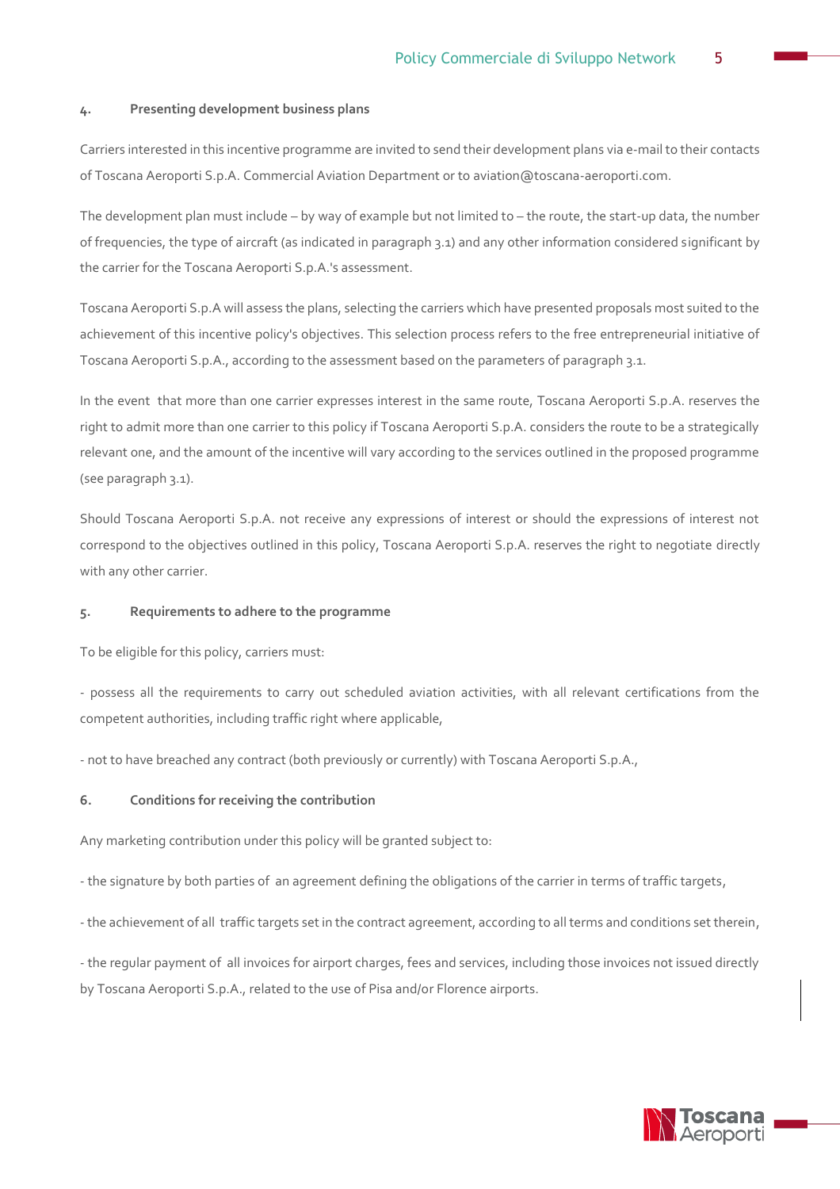## 4. Presenting development business plans

Carriers interested in this incentive programme are invited to send their development plans via e-mail to their contacts of Toscana Aeroporti S.p.A. Commercial Aviation Department or to aviation@toscana-aeroporti.com.

The development plan must include – by way of example but not limited to – the route, the start-up data, the number of frequencies, the type of aircraft (as indicated in paragraph 3.1) and any other information considered significant by the carrier for the Toscana Aeroporti S.p.A.'s assessment.

Toscana Aeroporti S.p.A will assess the plans, selecting the carriers which have presented proposals most suited to the achievement of this incentive policy's objectives. This selection process refers to the free entrepreneurial initiative of Toscana Aeroporti S.p.A., according to the assessment based on the parameters of paragraph 3.1.

In the event that more than one carrier expresses interest in the same route, Toscana Aeroporti S.p.A. reserves the right to admit more than one carrier to this policy if Toscana Aeroporti S.p.A. considers the route to be a strategically relevant one, and the amount of the incentive will vary according to the services outlined in the proposed programme (see paragraph 3.1).

Should Toscana Aeroporti S.p.A. not receive any expressions of interest or should the expressions of interest not correspond to the objectives outlined in this policy, Toscana Aeroporti S.p.A. reserves the right to negotiate directly with any other carrier.

## 5. Requirements to adhere to the programme

To be eligible for this policy, carriers must:

- possess all the requirements to carry out scheduled aviation activities, with all relevant certifications from the competent authorities, including traffic right where applicable,

- not to have breached any contract (both previously or currently) with Toscana Aeroporti S.p.A.,

## 6. Conditions for receiving the contribution

Any marketing contribution under this policy will be granted subject to:

- the signature by both parties of an agreement defining the obligations of the carrier in terms of traffic targets,

- the achievement of all traffic targets set in the contract agreement, according to all terms and conditions set therein,

- the regular payment of all invoices for airport charges, fees and services, including those invoices not issued directly by Toscana Aeroporti S.p.A., related to the use of Pisa and/or Florence airports.